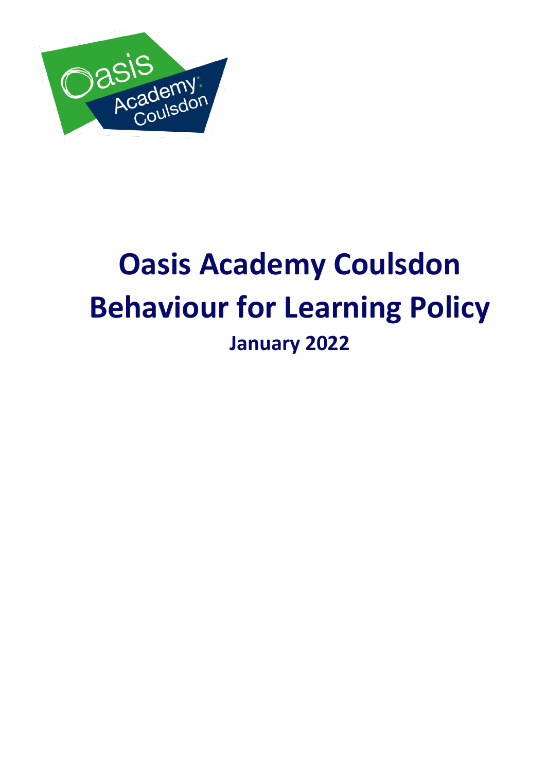# Oasis Academy Coulsdon Behaviour for Learning Policy

## January 2022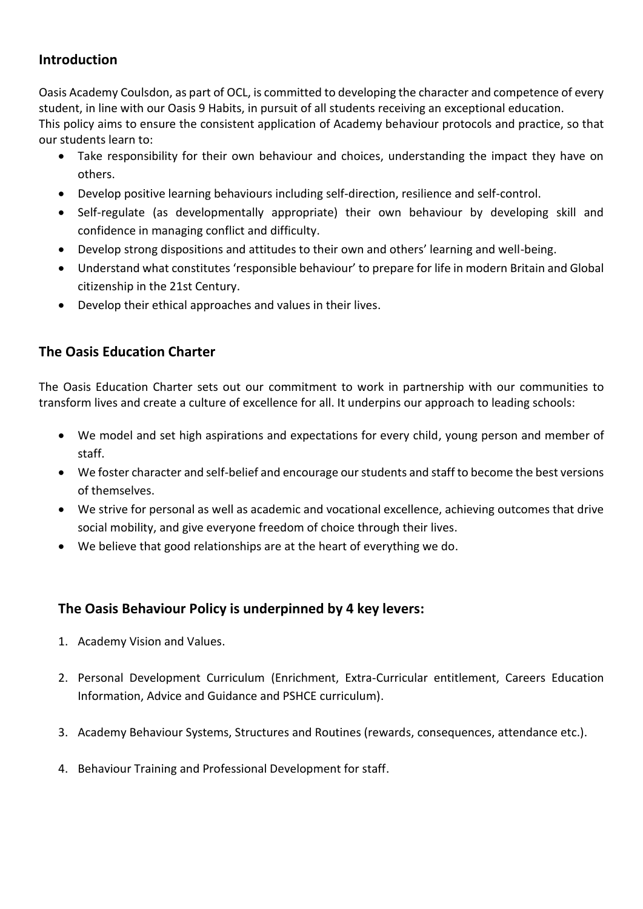## Introduction

Oasis Academy Coulsdon, as part of OCL, is committed to developing the character and competence of every student, in line with our Oasis 9 Habits, in pursuit of all students receiving an exceptional education.
This policy aims to ensure the consistent application of Academy behaviour protocols and practice, so that our students learn to:

- Take responsibility for their own behaviour and choices, understanding the impact they have on others.
- Develop positive learning behaviours including self-direction, resilience and self-control.
- Self-regulate (as developmentally appropriate) their own behaviour by developing skill and confidence in managing conflict and difficulty.
- Develop strong dispositions and attitudes to their own and others' learning and well-being.
- Understand what constitutes 'responsible behaviour' to prepare for life in modern Britain and Global citizenship in the 21st Century.
- Develop their ethical approaches and values in their lives.

## The Oasis Education Charter

The Oasis Education Charter sets out our commitment to work in partnership with our communities to transform lives and create a culture of excellence for all. It underpins our approach to leading schools:

- We model and set high aspirations and expectations for every child, young person and member of staff.
- We foster character and self-belief and encourage our students and staff to become the best versions of themselves.
- We strive for personal as well as academic and vocational excellence, achieving outcomes that drive social mobility, and give everyone freedom of choice through their lives.
- We believe that good relationships are at the heart of everything we do.

## The Oasis Behaviour Policy is underpinned by 4 key levers:

1. Academy Vision and Values.
2. Personal Development Curriculum (Enrichment, Extra-Curricular entitlement, Careers Education Information, Advice and Guidance and PSHCE curriculum).
3. Academy Behaviour Systems, Structures and Routines (rewards, consequences, attendance etc.).
4. Behaviour Training and Professional Development for staff.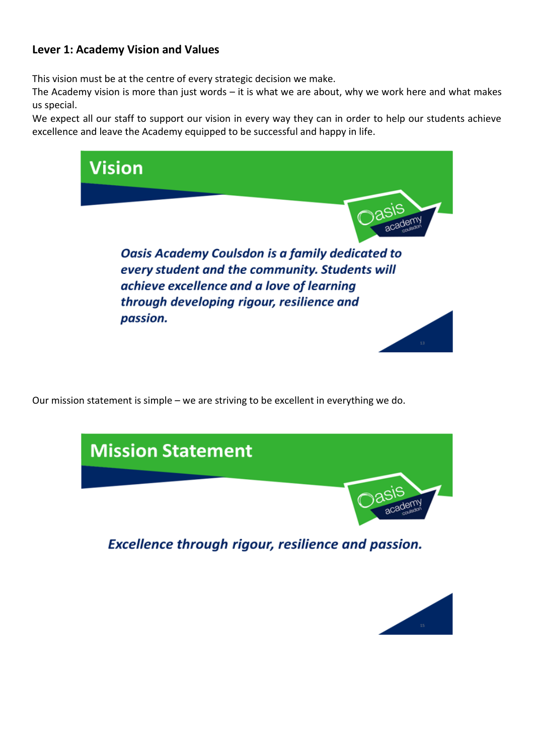## Lever 1: Academy Vision and Values

This vision must be at the centre of every strategic decision we make.
The Academy vision is more than just words – it is what we are about, why we work here and what makes us special.
We expect all our staff to support our vision in every way they can in order to help our students achieve excellence and leave the Academy equipped to be successful and happy in life.

### Vision

***Oasis Academy Coulsdon is a family dedicated to every student and the community. Students will achieve excellence and a love of learning through developing rigour, resilience and passion.***

Our mission statement is simple – we are striving to be excellent in everything we do.

### Mission Statement

***Excellence through rigour, resilience and passion.***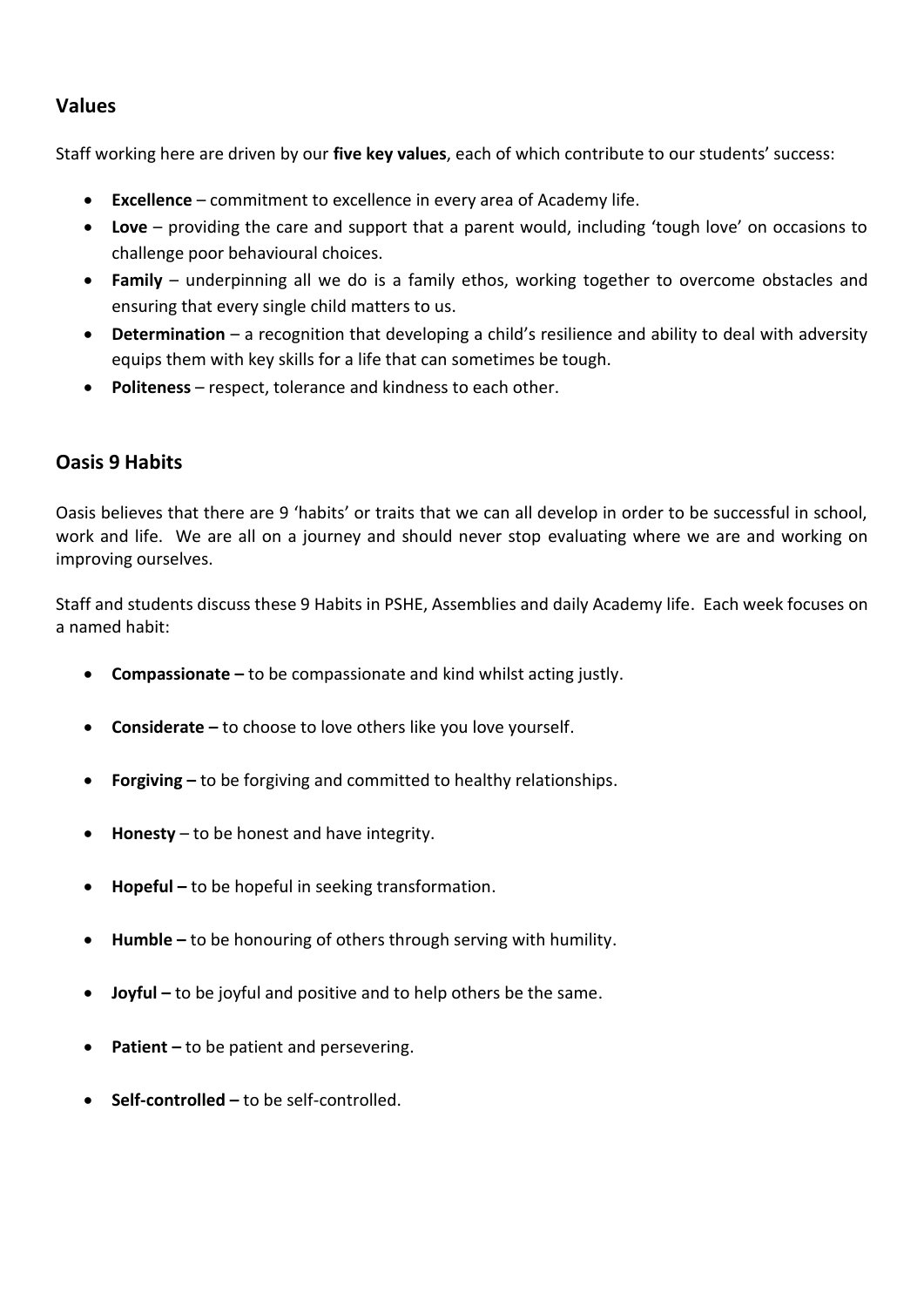## Values

Staff working here are driven by our **five key values**, each of which contribute to our students' success:

- **Excellence** – commitment to excellence in every area of Academy life.
- **Love** – providing the care and support that a parent would, including 'tough love' on occasions to challenge poor behavioural choices.
- **Family** – underpinning all we do is a family ethos, working together to overcome obstacles and ensuring that every single child matters to us.
- **Determination** – a recognition that developing a child's resilience and ability to deal with adversity equips them with key skills for a life that can sometimes be tough.
- **Politeness** – respect, tolerance and kindness to each other.

## Oasis 9 Habits

Oasis believes that there are 9 'habits' or traits that we can all develop in order to be successful in school, work and life. We are all on a journey and should never stop evaluating where we are and working on improving ourselves.

Staff and students discuss these 9 Habits in PSHE, Assemblies and daily Academy life. Each week focuses on a named habit:

- **Compassionate –** to be compassionate and kind whilst acting justly.
- **Considerate –** to choose to love others like you love yourself.
- **Forgiving –** to be forgiving and committed to healthy relationships.
- **Honesty** – to be honest and have integrity.
- **Hopeful –** to be hopeful in seeking transformation.
- **Humble –** to be honouring of others through serving with humility.
- **Joyful –** to be joyful and positive and to help others be the same.
- **Patient –** to be patient and persevering.
- **Self-controlled –** to be self-controlled.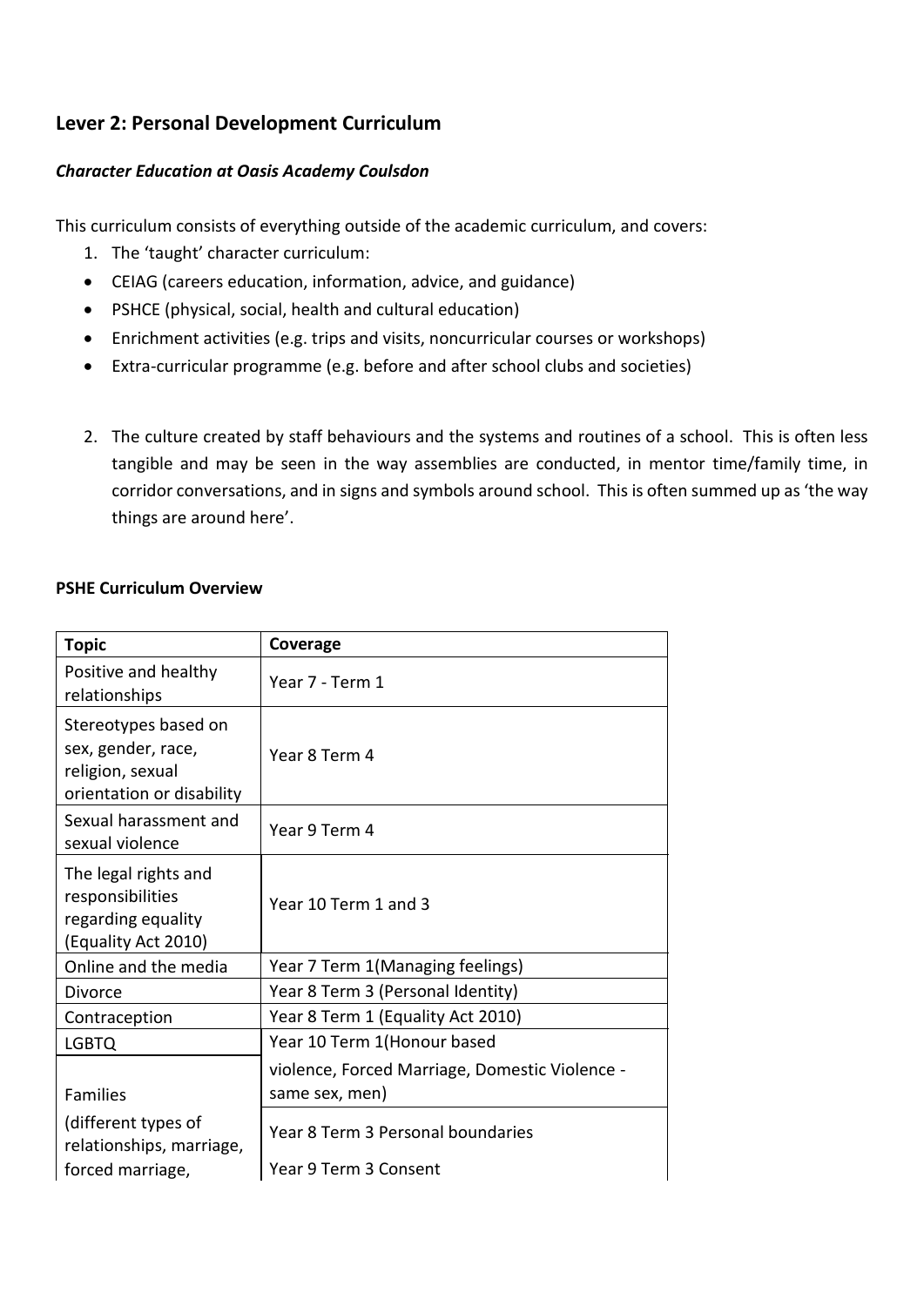## Lever 2: Personal Development Curriculum

### *Character Education at Oasis Academy Coulsdon*

This curriculum consists of everything outside of the academic curriculum, and covers:

1. The 'taught' character curriculum:
   - CEIAG (careers education, information, advice, and guidance)
   - PSHCE (physical, social, health and cultural education)
   - Enrichment activities (e.g. trips and visits, noncurricular courses or workshops)
   - Extra-curricular programme (e.g. before and after school clubs and societies)

2. The culture created by staff behaviours and the systems and routines of a school. This is often less tangible and may be seen in the way assemblies are conducted, in mentor time/family time, in corridor conversations, and in signs and symbols around school. This is often summed up as 'the way things are around here'.

**PSHE Curriculum Overview**

| Topic | Coverage |
|---|---|
| Positive and healthy relationships | Year 7 - Term 1 |
| Stereotypes based on sex, gender, race, religion, sexual orientation or disability | Year 8 Term 4 |
| Sexual harassment and sexual violence | Year 9 Term 4 |
| The legal rights and responsibilities regarding equality (Equality Act 2010) | Year 10 Term 1 and 3 |
| Online and the media | Year 7 Term 1(Managing feelings) |
| Divorce | Year 8 Term 3 (Personal Identity) |
| Contraception | Year 8 Term 1 (Equality Act 2010) |
| LGBTQ | Year 10 Term 1(Honour based violence, Forced Marriage, Domestic Violence - same sex, men) |
| Families (different types of relationships, marriage, forced marriage, | Year 8 Term 3 Personal boundaries<br>Year 9 Term 3 Consent |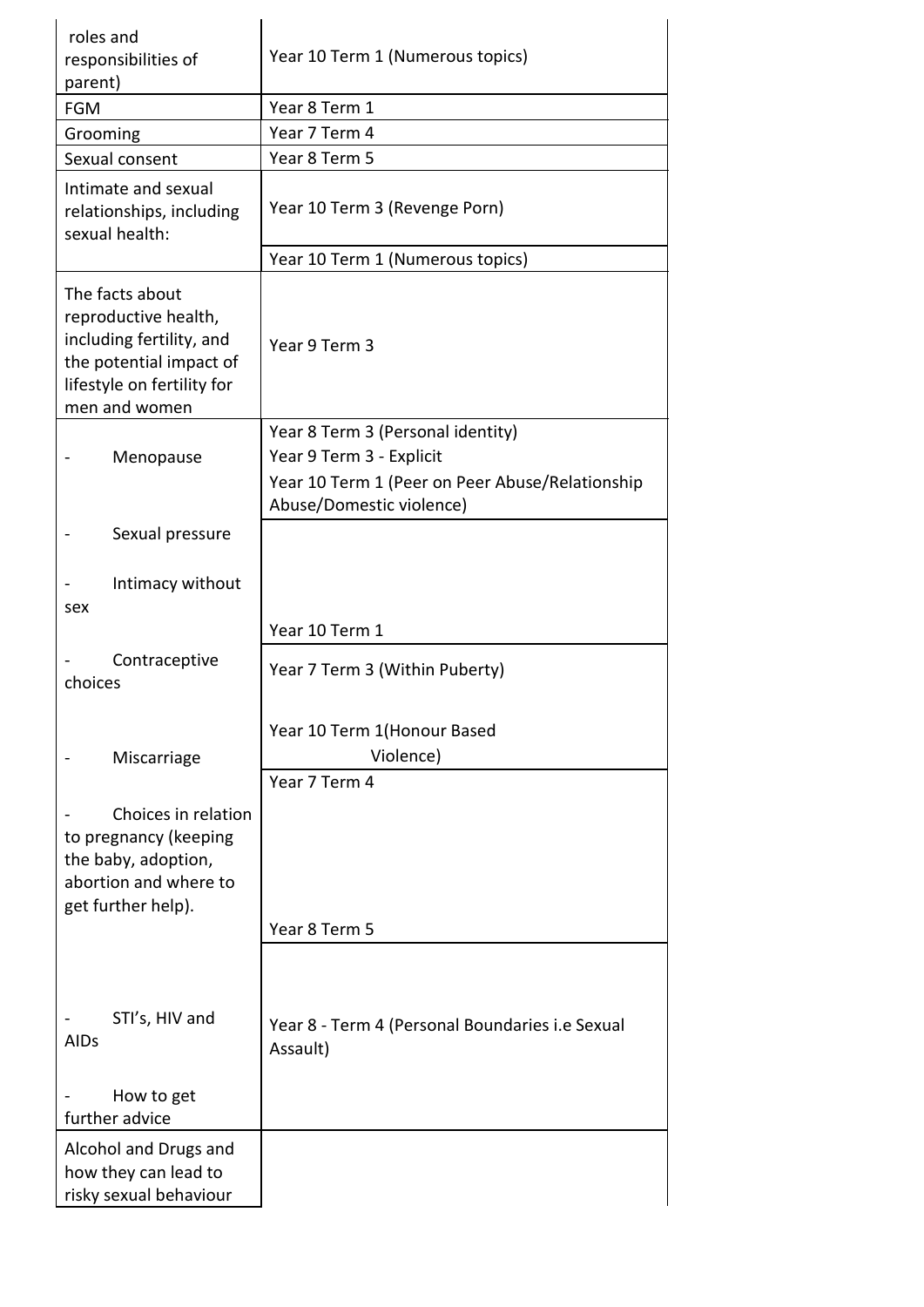| | |
|---|---|
| roles and responsibilities of parent) | Year 10 Term 1 (Numerous topics) |
| FGM | Year 8 Term 1 |
| Grooming | Year 7 Term 4 |
| Sexual consent | Year 8 Term 5 |
| Intimate and sexual relationships, including sexual health: | Year 10 Term 3 (Revenge Porn) |
| | Year 10 Term 1 (Numerous topics) |
| The facts about reproductive health, including fertility, and the potential impact of lifestyle on fertility for men and women | Year 9 Term 3 |
| - Menopause | Year 8 Term 3 (Personal identity)<br>Year 9 Term 3 - Explicit<br>Year 10 Term 1 (Peer on Peer Abuse/Relationship Abuse/Domestic violence) |
| - Sexual pressure<br><br>- Intimacy without sex | Year 10 Term 1 |
| - Contraceptive choices | Year 7 Term 3 (Within Puberty)<br><br>Year 10 Term 1(Honour Based Violence) |
| - Miscarriage<br><br>- Choices in relation to pregnancy (keeping the baby, adoption, abortion and where to get further help). | Year 7 Term 4<br><br>Year 8 Term 5 |
| - STI's, HIV and AIDs<br><br>- How to get further advice | Year 8 - Term 4 (Personal Boundaries i.e Sexual Assault) |
| Alcohol and Drugs and how they can lead to risky sexual behaviour | |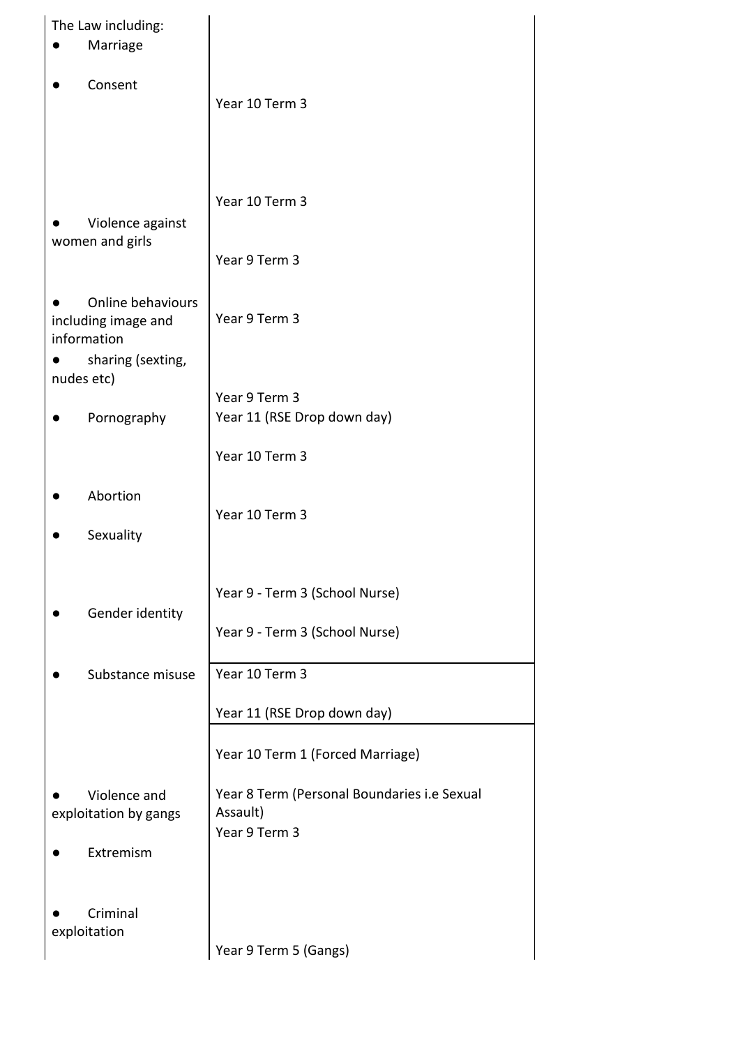| The Law including: | |
|---|---|
| ● Marriage | |
| ● Consent | Year 10 Term 3 |
| | Year 10 Term 3 |
| ● Violence against women and girls | Year 9 Term 3 |
| ● Online behaviours including image and information<br>● sharing (sexting, nudes etc) | Year 9 Term 3 |
| ● Pornography | Year 9 Term 3<br>Year 11 (RSE Drop down day) |
| | Year 10 Term 3 |
| ● Abortion<br>● Sexuality | Year 10 Term 3 |
| ● Gender identity | Year 9 - Term 3 (School Nurse)<br>Year 9 - Term 3 (School Nurse) |
| ● Substance misuse | Year 10 Term 3<br>Year 11 (RSE Drop down day) |
| ● Violence and exploitation by gangs<br>● Extremism<br>● Criminal exploitation | Year 10 Term 1 (Forced Marriage)<br>Year 8 Term (Personal Boundaries i.e Sexual Assault)<br>Year 9 Term 3<br>Year 9 Term 5 (Gangs) |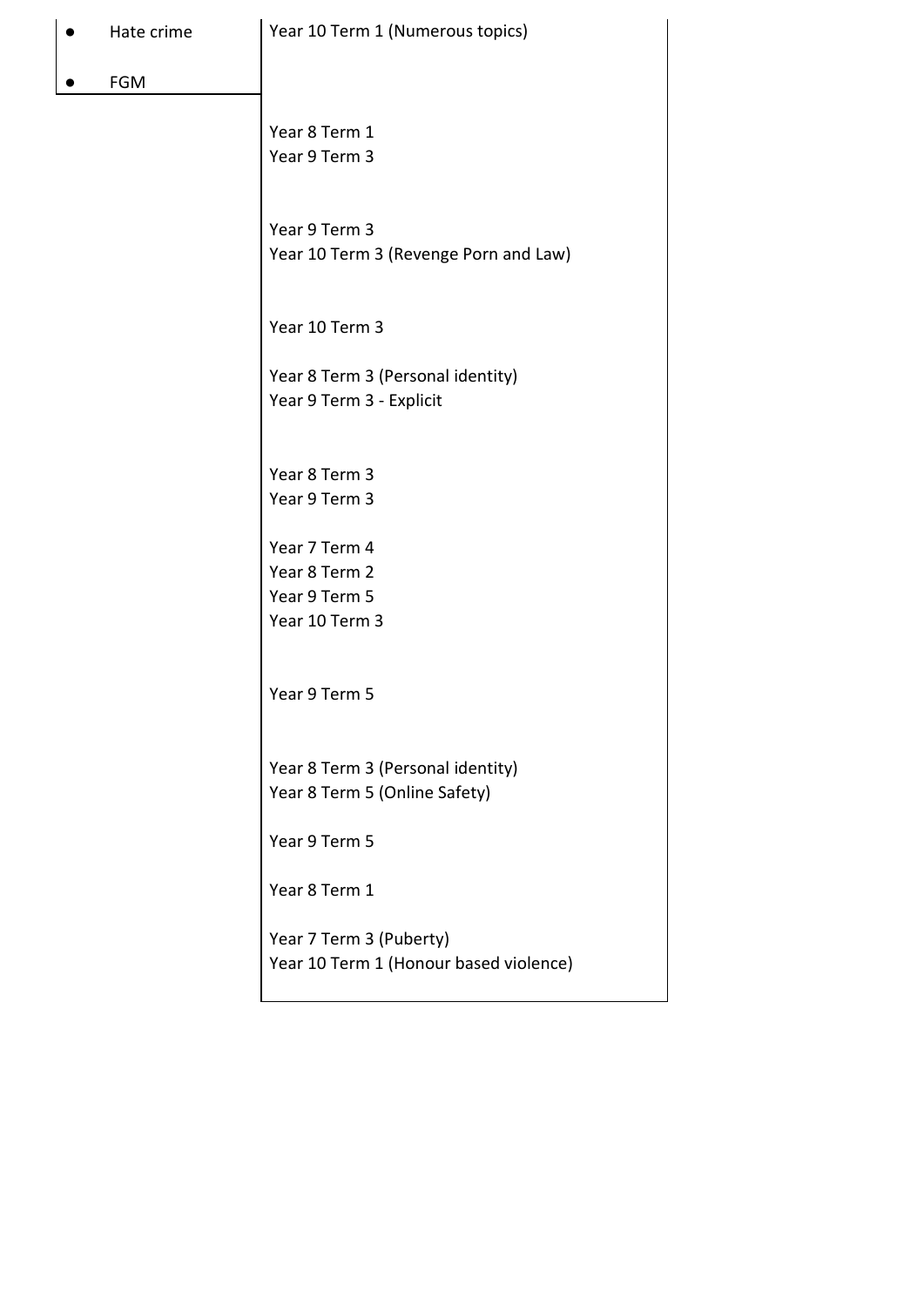| | |
|---|---|
| • Hate crime<br><br>• FGM | Year 10 Term 1 (Numerous topics) |
| | Year 8 Term 1<br>Year 9 Term 3<br><br>Year 9 Term 3<br>Year 10 Term 3 (Revenge Porn and Law)<br><br>Year 10 Term 3<br><br>Year 8 Term 3 (Personal identity)<br>Year 9 Term 3 - Explicit<br><br>Year 8 Term 3<br>Year 9 Term 3<br><br>Year 7 Term 4<br>Year 8 Term 2<br>Year 9 Term 5<br>Year 10 Term 3<br><br>Year 9 Term 5<br><br>Year 8 Term 3 (Personal identity)<br>Year 8 Term 5 (Online Safety)<br><br>Year 9 Term 5<br><br>Year 8 Term 1<br><br>Year 7 Term 3 (Puberty)<br>Year 10 Term 1 (Honour based violence) |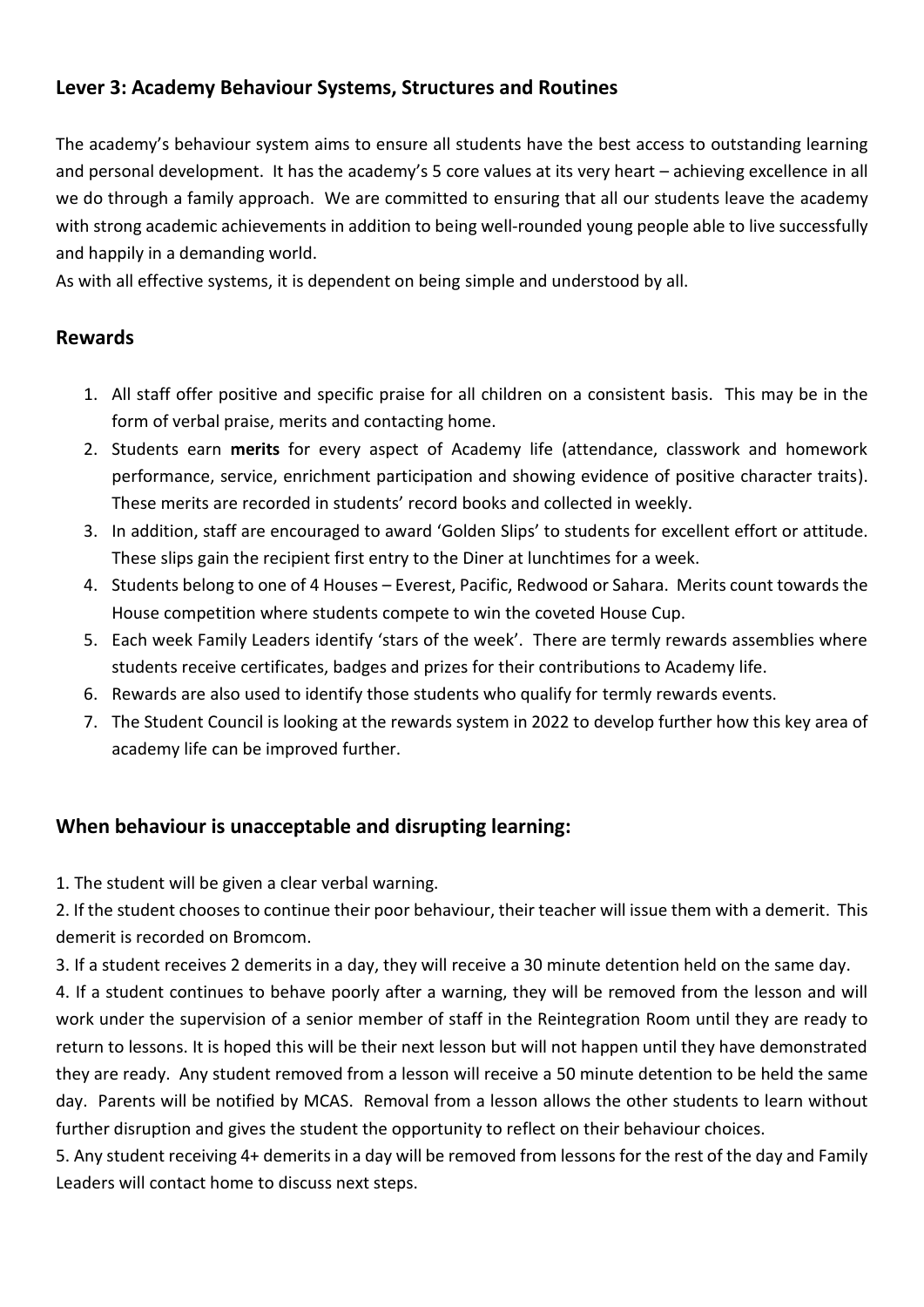## Lever 3: Academy Behaviour Systems, Structures and Routines

The academy's behaviour system aims to ensure all students have the best access to outstanding learning and personal development. It has the academy's 5 core values at its very heart – achieving excellence in all we do through a family approach. We are committed to ensuring that all our students leave the academy with strong academic achievements in addition to being well-rounded young people able to live successfully and happily in a demanding world.

As with all effective systems, it is dependent on being simple and understood by all.

## Rewards

1. All staff offer positive and specific praise for all children on a consistent basis. This may be in the form of verbal praise, merits and contacting home.
2. Students earn **merits** for every aspect of Academy life (attendance, classwork and homework performance, service, enrichment participation and showing evidence of positive character traits). These merits are recorded in students' record books and collected in weekly.
3. In addition, staff are encouraged to award 'Golden Slips' to students for excellent effort or attitude. These slips gain the recipient first entry to the Diner at lunchtimes for a week.
4. Students belong to one of 4 Houses – Everest, Pacific, Redwood or Sahara. Merits count towards the House competition where students compete to win the coveted House Cup.
5. Each week Family Leaders identify 'stars of the week'. There are termly rewards assemblies where students receive certificates, badges and prizes for their contributions to Academy life.
6. Rewards are also used to identify those students who qualify for termly rewards events.
7. The Student Council is looking at the rewards system in 2022 to develop further how this key area of academy life can be improved further.

## When behaviour is unacceptable and disrupting learning:

1. The student will be given a clear verbal warning.

2. If the student chooses to continue their poor behaviour, their teacher will issue them with a demerit. This demerit is recorded on Bromcom.

3. If a student receives 2 demerits in a day, they will receive a 30 minute detention held on the same day.

4. If a student continues to behave poorly after a warning, they will be removed from the lesson and will work under the supervision of a senior member of staff in the Reintegration Room until they are ready to return to lessons. It is hoped this will be their next lesson but will not happen until they have demonstrated they are ready. Any student removed from a lesson will receive a 50 minute detention to be held the same day. Parents will be notified by MCAS. Removal from a lesson allows the other students to learn without further disruption and gives the student the opportunity to reflect on their behaviour choices.

5. Any student receiving 4+ demerits in a day will be removed from lessons for the rest of the day and Family Leaders will contact home to discuss next steps.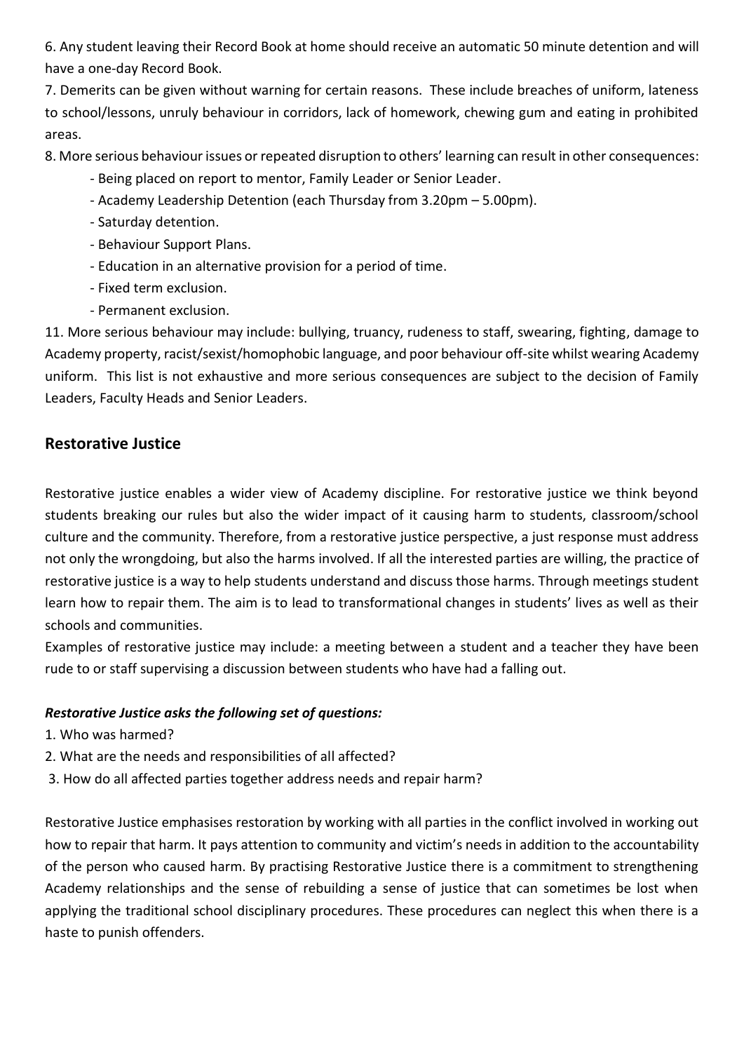6. Any student leaving their Record Book at home should receive an automatic 50 minute detention and will have a one-day Record Book.

7. Demerits can be given without warning for certain reasons. These include breaches of uniform, lateness to school/lessons, unruly behaviour in corridors, lack of homework, chewing gum and eating in prohibited areas.

8. More serious behaviour issues or repeated disruption to others' learning can result in other consequences:

- Being placed on report to mentor, Family Leader or Senior Leader.
- Academy Leadership Detention (each Thursday from 3.20pm – 5.00pm).
- Saturday detention.
- Behaviour Support Plans.
- Education in an alternative provision for a period of time.
- Fixed term exclusion.
- Permanent exclusion.

11. More serious behaviour may include: bullying, truancy, rudeness to staff, swearing, fighting, damage to Academy property, racist/sexist/homophobic language, and poor behaviour off-site whilst wearing Academy uniform. This list is not exhaustive and more serious consequences are subject to the decision of Family Leaders, Faculty Heads and Senior Leaders.

## Restorative Justice

Restorative justice enables a wider view of Academy discipline. For restorative justice we think beyond students breaking our rules but also the wider impact of it causing harm to students, classroom/school culture and the community. Therefore, from a restorative justice perspective, a just response must address not only the wrongdoing, but also the harms involved. If all the interested parties are willing, the practice of restorative justice is a way to help students understand and discuss those harms. Through meetings student learn how to repair them. The aim is to lead to transformational changes in students' lives as well as their schools and communities.

Examples of restorative justice may include: a meeting between a student and a teacher they have been rude to or staff supervising a discussion between students who have had a falling out.

***Restorative Justice asks the following set of questions:***

1. Who was harmed?
2. What are the needs and responsibilities of all affected?
3. How do all affected parties together address needs and repair harm?

Restorative Justice emphasises restoration by working with all parties in the conflict involved in working out how to repair that harm. It pays attention to community and victim's needs in addition to the accountability of the person who caused harm. By practising Restorative Justice there is a commitment to strengthening Academy relationships and the sense of rebuilding a sense of justice that can sometimes be lost when applying the traditional school disciplinary procedures. These procedures can neglect this when there is a haste to punish offenders.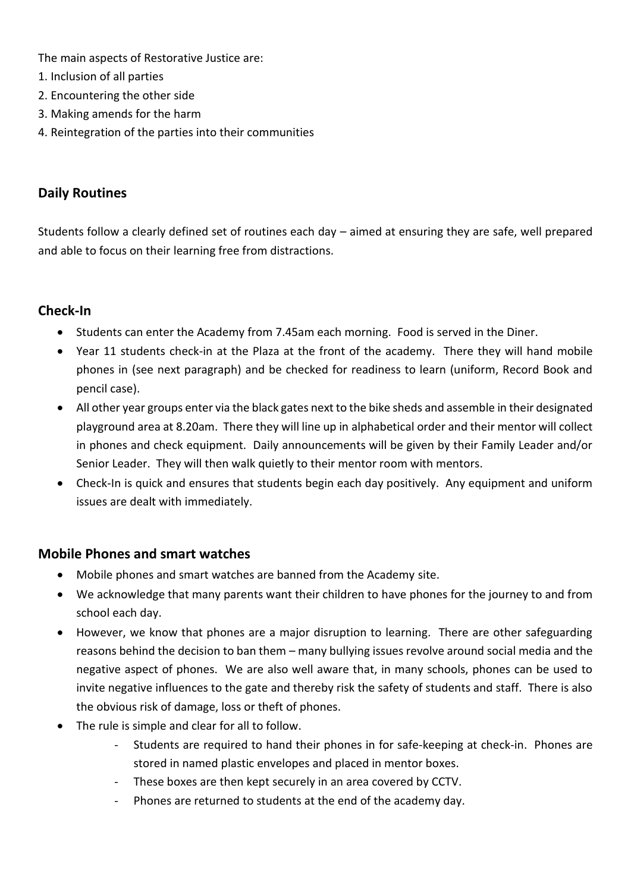The main aspects of Restorative Justice are:
1. Inclusion of all parties
2. Encountering the other side
3. Making amends for the harm
4. Reintegration of the parties into their communities

## Daily Routines

Students follow a clearly defined set of routines each day – aimed at ensuring they are safe, well prepared and able to focus on their learning free from distractions.

## Check-In

- Students can enter the Academy from 7.45am each morning. Food is served in the Diner.
- Year 11 students check-in at the Plaza at the front of the academy. There they will hand mobile phones in (see next paragraph) and be checked for readiness to learn (uniform, Record Book and pencil case).
- All other year groups enter via the black gates next to the bike sheds and assemble in their designated playground area at 8.20am. There they will line up in alphabetical order and their mentor will collect in phones and check equipment. Daily announcements will be given by their Family Leader and/or Senior Leader. They will then walk quietly to their mentor room with mentors.
- Check-In is quick and ensures that students begin each day positively. Any equipment and uniform issues are dealt with immediately.

## Mobile Phones and smart watches

- Mobile phones and smart watches are banned from the Academy site.
- We acknowledge that many parents want their children to have phones for the journey to and from school each day.
- However, we know that phones are a major disruption to learning. There are other safeguarding reasons behind the decision to ban them – many bullying issues revolve around social media and the negative aspect of phones. We are also well aware that, in many schools, phones can be used to invite negative influences to the gate and thereby risk the safety of students and staff. There is also the obvious risk of damage, loss or theft of phones.
- The rule is simple and clear for all to follow.
  - Students are required to hand their phones in for safe-keeping at check-in. Phones are stored in named plastic envelopes and placed in mentor boxes.
  - These boxes are then kept securely in an area covered by CCTV.
  - Phones are returned to students at the end of the academy day.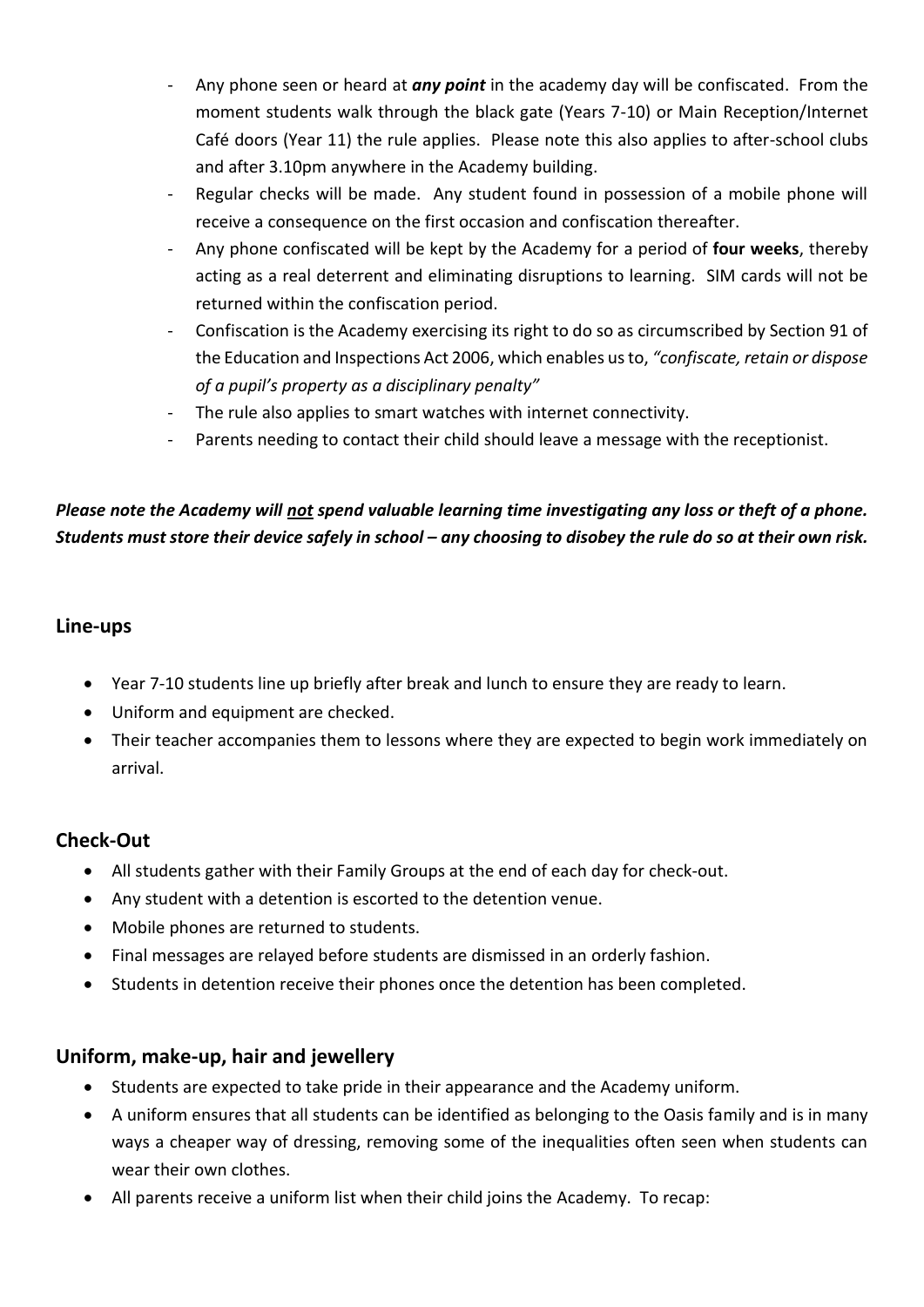- Any phone seen or heard at ***any point*** in the academy day will be confiscated. From the moment students walk through the black gate (Years 7-10) or Main Reception/Internet Café doors (Year 11) the rule applies. Please note this also applies to after-school clubs and after 3.10pm anywhere in the Academy building.
- Regular checks will be made. Any student found in possession of a mobile phone will receive a consequence on the first occasion and confiscation thereafter.
- Any phone confiscated will be kept by the Academy for a period of **four weeks**, thereby acting as a real deterrent and eliminating disruptions to learning. SIM cards will not be returned within the confiscation period.
- Confiscation is the Academy exercising its right to do so as circumscribed by Section 91 of the Education and Inspections Act 2006, which enables us to, *"confiscate, retain or dispose of a pupil's property as a disciplinary penalty"*
- The rule also applies to smart watches with internet connectivity.
- Parents needing to contact their child should leave a message with the receptionist.

***Please note the Academy will <u>not</u> spend valuable learning time investigating any loss or theft of a phone. Students must store their device safely in school – any choosing to disobey the rule do so at their own risk.***

## Line-ups

- Year 7-10 students line up briefly after break and lunch to ensure they are ready to learn.
- Uniform and equipment are checked.
- Their teacher accompanies them to lessons where they are expected to begin work immediately on arrival.

## Check-Out

- All students gather with their Family Groups at the end of each day for check-out.
- Any student with a detention is escorted to the detention venue.
- Mobile phones are returned to students.
- Final messages are relayed before students are dismissed in an orderly fashion.
- Students in detention receive their phones once the detention has been completed.

## Uniform, make-up, hair and jewellery

- Students are expected to take pride in their appearance and the Academy uniform.
- A uniform ensures that all students can be identified as belonging to the Oasis family and is in many ways a cheaper way of dressing, removing some of the inequalities often seen when students can wear their own clothes.
- All parents receive a uniform list when their child joins the Academy. To recap: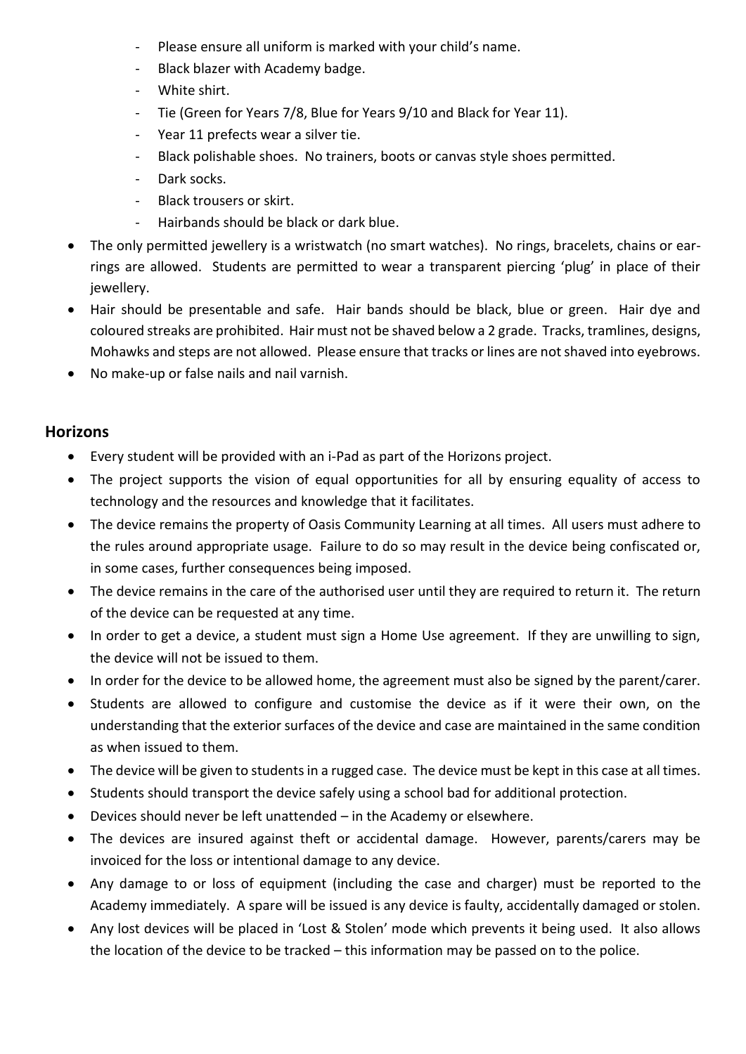- Please ensure all uniform is marked with your child's name.
  - Black blazer with Academy badge.
  - White shirt.
  - Tie (Green for Years 7/8, Blue for Years 9/10 and Black for Year 11).
  - Year 11 prefects wear a silver tie.
  - Black polishable shoes. No trainers, boots or canvas style shoes permitted.
  - Dark socks.
  - Black trousers or skirt.
  - Hairbands should be black or dark blue.
- The only permitted jewellery is a wristwatch (no smart watches). No rings, bracelets, chains or ear-rings are allowed. Students are permitted to wear a transparent piercing 'plug' in place of their jewellery.
- Hair should be presentable and safe. Hair bands should be black, blue or green. Hair dye and coloured streaks are prohibited. Hair must not be shaved below a 2 grade. Tracks, tramlines, designs, Mohawks and steps are not allowed. Please ensure that tracks or lines are not shaved into eyebrows.
- No make-up or false nails and nail varnish.

## Horizons

- Every student will be provided with an i-Pad as part of the Horizons project.
- The project supports the vision of equal opportunities for all by ensuring equality of access to technology and the resources and knowledge that it facilitates.
- The device remains the property of Oasis Community Learning at all times. All users must adhere to the rules around appropriate usage. Failure to do so may result in the device being confiscated or, in some cases, further consequences being imposed.
- The device remains in the care of the authorised user until they are required to return it. The return of the device can be requested at any time.
- In order to get a device, a student must sign a Home Use agreement. If they are unwilling to sign, the device will not be issued to them.
- In order for the device to be allowed home, the agreement must also be signed by the parent/carer.
- Students are allowed to configure and customise the device as if it were their own, on the understanding that the exterior surfaces of the device and case are maintained in the same condition as when issued to them.
- The device will be given to students in a rugged case. The device must be kept in this case at all times.
- Students should transport the device safely using a school bad for additional protection.
- Devices should never be left unattended – in the Academy or elsewhere.
- The devices are insured against theft or accidental damage. However, parents/carers may be invoiced for the loss or intentional damage to any device.
- Any damage to or loss of equipment (including the case and charger) must be reported to the Academy immediately. A spare will be issued is any device is faulty, accidentally damaged or stolen.
- Any lost devices will be placed in 'Lost & Stolen' mode which prevents it being used. It also allows the location of the device to be tracked – this information may be passed on to the police.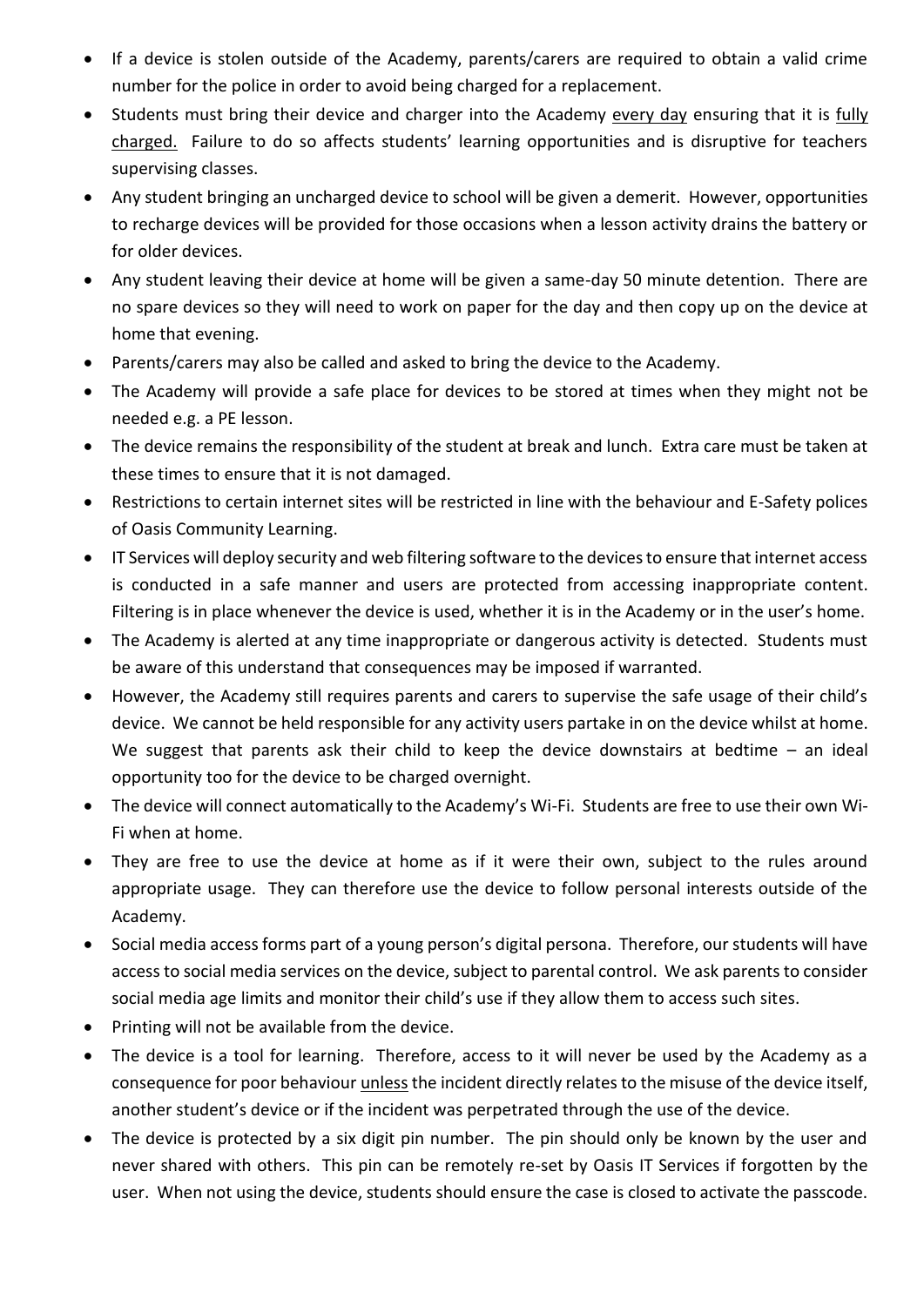- If a device is stolen outside of the Academy, parents/carers are required to obtain a valid crime number for the police in order to avoid being charged for a replacement.
- Students must bring their device and charger into the Academy every day ensuring that it is fully charged. Failure to do so affects students' learning opportunities and is disruptive for teachers supervising classes.
- Any student bringing an uncharged device to school will be given a demerit. However, opportunities to recharge devices will be provided for those occasions when a lesson activity drains the battery or for older devices.
- Any student leaving their device at home will be given a same-day 50 minute detention. There are no spare devices so they will need to work on paper for the day and then copy up on the device at home that evening.
- Parents/carers may also be called and asked to bring the device to the Academy.
- The Academy will provide a safe place for devices to be stored at times when they might not be needed e.g. a PE lesson.
- The device remains the responsibility of the student at break and lunch. Extra care must be taken at these times to ensure that it is not damaged.
- Restrictions to certain internet sites will be restricted in line with the behaviour and E-Safety polices of Oasis Community Learning.
- IT Services will deploy security and web filtering software to the devices to ensure that internet access is conducted in a safe manner and users are protected from accessing inappropriate content. Filtering is in place whenever the device is used, whether it is in the Academy or in the user's home.
- The Academy is alerted at any time inappropriate or dangerous activity is detected. Students must be aware of this understand that consequences may be imposed if warranted.
- However, the Academy still requires parents and carers to supervise the safe usage of their child's device. We cannot be held responsible for any activity users partake in on the device whilst at home. We suggest that parents ask their child to keep the device downstairs at bedtime – an ideal opportunity too for the device to be charged overnight.
- The device will connect automatically to the Academy's Wi-Fi. Students are free to use their own Wi-Fi when at home.
- They are free to use the device at home as if it were their own, subject to the rules around appropriate usage. They can therefore use the device to follow personal interests outside of the Academy.
- Social media access forms part of a young person's digital persona. Therefore, our students will have access to social media services on the device, subject to parental control. We ask parents to consider social media age limits and monitor their child's use if they allow them to access such sites.
- Printing will not be available from the device.
- The device is a tool for learning. Therefore, access to it will never be used by the Academy as a consequence for poor behaviour unless the incident directly relates to the misuse of the device itself, another student's device or if the incident was perpetrated through the use of the device.
- The device is protected by a six digit pin number. The pin should only be known by the user and never shared with others. This pin can be remotely re-set by Oasis IT Services if forgotten by the user. When not using the device, students should ensure the case is closed to activate the passcode.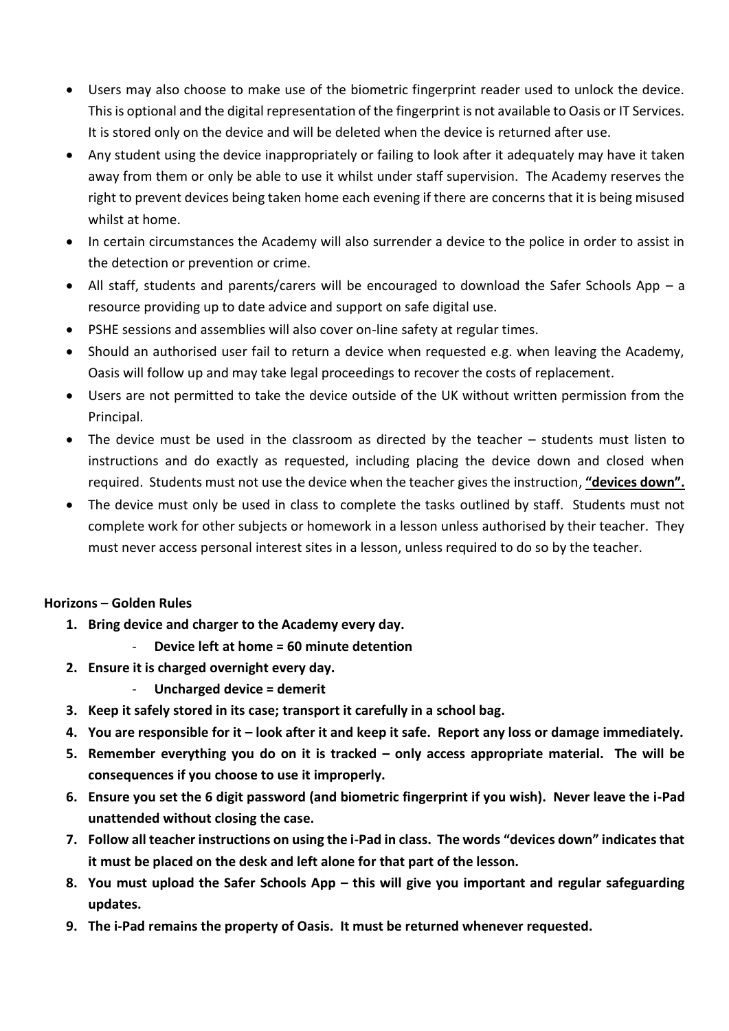- Users may also choose to make use of the biometric fingerprint reader used to unlock the device. This is optional and the digital representation of the fingerprint is not available to Oasis or IT Services. It is stored only on the device and will be deleted when the device is returned after use.
- Any student using the device inappropriately or failing to look after it adequately may have it taken away from them or only be able to use it whilst under staff supervision. The Academy reserves the right to prevent devices being taken home each evening if there are concerns that it is being misused whilst at home.
- In certain circumstances the Academy will also surrender a device to the police in order to assist in the detection or prevention or crime.
- All staff, students and parents/carers will be encouraged to download the Safer Schools App – a resource providing up to date advice and support on safe digital use.
- PSHE sessions and assemblies will also cover on-line safety at regular times.
- Should an authorised user fail to return a device when requested e.g. when leaving the Academy, Oasis will follow up and may take legal proceedings to recover the costs of replacement.
- Users are not permitted to take the device outside of the UK without written permission from the Principal.
- The device must be used in the classroom as directed by the teacher – students must listen to instructions and do exactly as requested, including placing the device down and closed when required. Students must not use the device when the teacher gives the instruction, **"devices down".**
- The device must only be used in class to complete the tasks outlined by staff. Students must not complete work for other subjects or homework in a lesson unless authorised by their teacher. They must never access personal interest sites in a lesson, unless required to do so by the teacher.

**Horizons – Golden Rules**

1. **Bring device and charger to the Academy every day.**
   - **Device left at home = 60 minute detention**
2. **Ensure it is charged overnight every day.**
   - **Uncharged device = demerit**
3. **Keep it safely stored in its case; transport it carefully in a school bag.**
4. **You are responsible for it – look after it and keep it safe. Report any loss or damage immediately.**
5. **Remember everything you do on it is tracked – only access appropriate material. The will be consequences if you choose to use it improperly.**
6. **Ensure you set the 6 digit password (and biometric fingerprint if you wish). Never leave the i-Pad unattended without closing the case.**
7. **Follow all teacher instructions on using the i-Pad in class. The words "devices down" indicates that it must be placed on the desk and left alone for that part of the lesson.**
8. **You must upload the Safer Schools App – this will give you important and regular safeguarding updates.**
9. **The i-Pad remains the property of Oasis. It must be returned whenever requested.**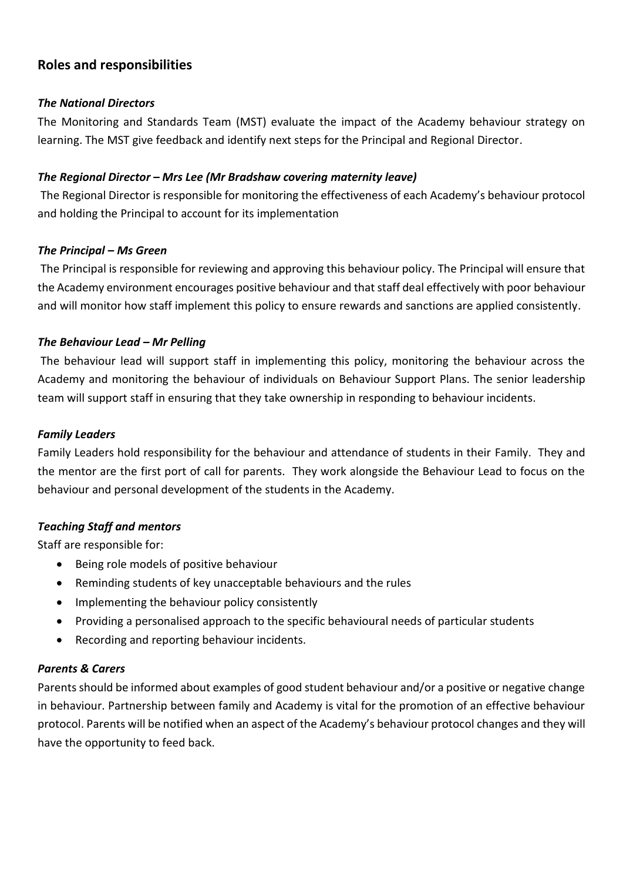## Roles and responsibilities

### *The National Directors*

The Monitoring and Standards Team (MST) evaluate the impact of the Academy behaviour strategy on learning. The MST give feedback and identify next steps for the Principal and Regional Director.

### *The Regional Director – Mrs Lee (Mr Bradshaw covering maternity leave)*

The Regional Director is responsible for monitoring the effectiveness of each Academy's behaviour protocol and holding the Principal to account for its implementation

### *The Principal – Ms Green*

The Principal is responsible for reviewing and approving this behaviour policy. The Principal will ensure that the Academy environment encourages positive behaviour and that staff deal effectively with poor behaviour and will monitor how staff implement this policy to ensure rewards and sanctions are applied consistently.

### *The Behaviour Lead – Mr Pelling*

The behaviour lead will support staff in implementing this policy, monitoring the behaviour across the Academy and monitoring the behaviour of individuals on Behaviour Support Plans. The senior leadership team will support staff in ensuring that they take ownership in responding to behaviour incidents.

### *Family Leaders*

Family Leaders hold responsibility for the behaviour and attendance of students in their Family. They and the mentor are the first port of call for parents. They work alongside the Behaviour Lead to focus on the behaviour and personal development of the students in the Academy.

### *Teaching Staff and mentors*

Staff are responsible for:

- Being role models of positive behaviour
- Reminding students of key unacceptable behaviours and the rules
- Implementing the behaviour policy consistently
- Providing a personalised approach to the specific behavioural needs of particular students
- Recording and reporting behaviour incidents.

### *Parents & Carers*

Parents should be informed about examples of good student behaviour and/or a positive or negative change in behaviour. Partnership between family and Academy is vital for the promotion of an effective behaviour protocol. Parents will be notified when an aspect of the Academy's behaviour protocol changes and they will have the opportunity to feed back.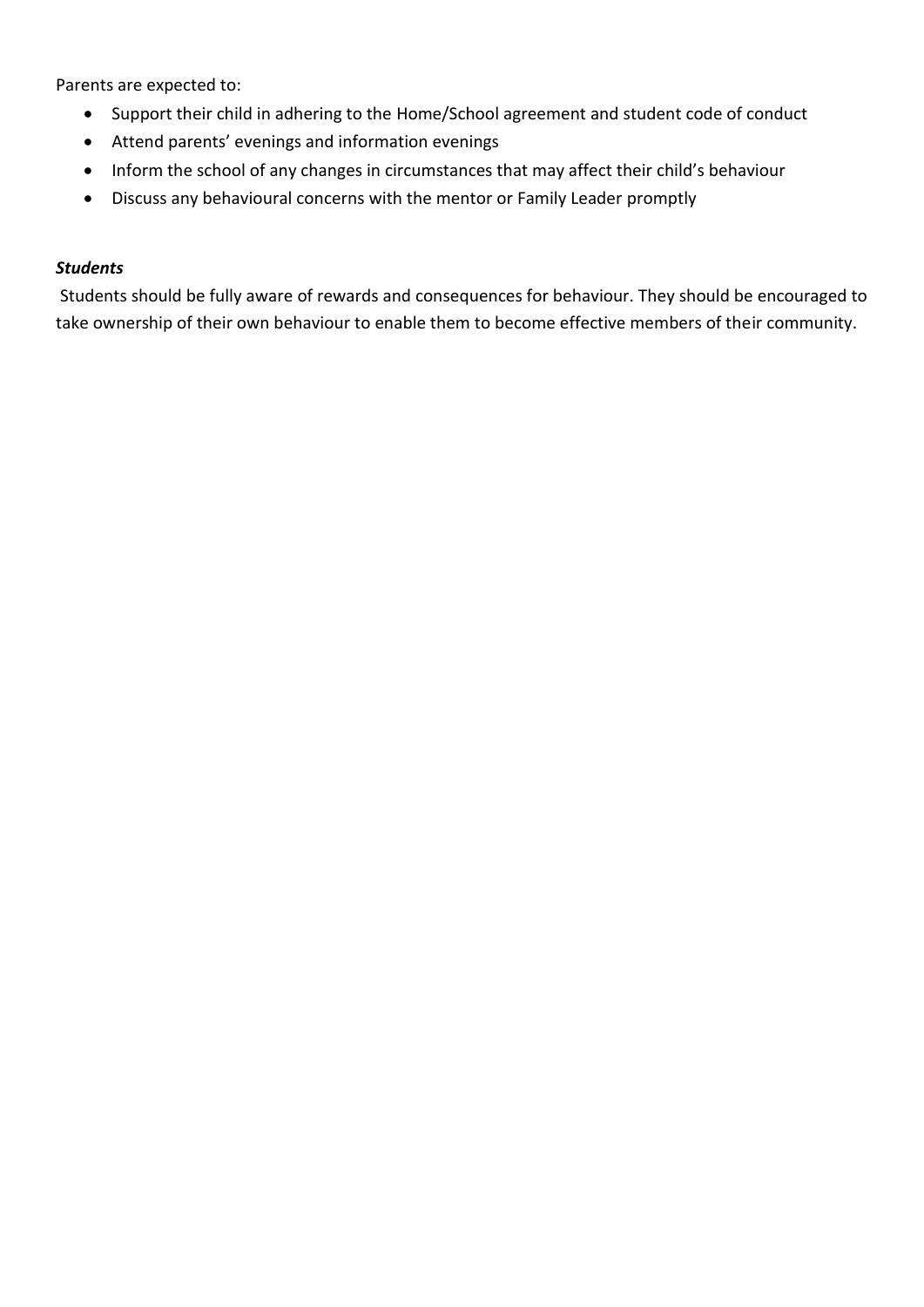Parents are expected to:

- Support their child in adhering to the Home/School agreement and student code of conduct
- Attend parents' evenings and information evenings
- Inform the school of any changes in circumstances that may affect their child's behaviour
- Discuss any behavioural concerns with the mentor or Family Leader promptly

***Students***

Students should be fully aware of rewards and consequences for behaviour. They should be encouraged to take ownership of their own behaviour to enable them to become effective members of their community.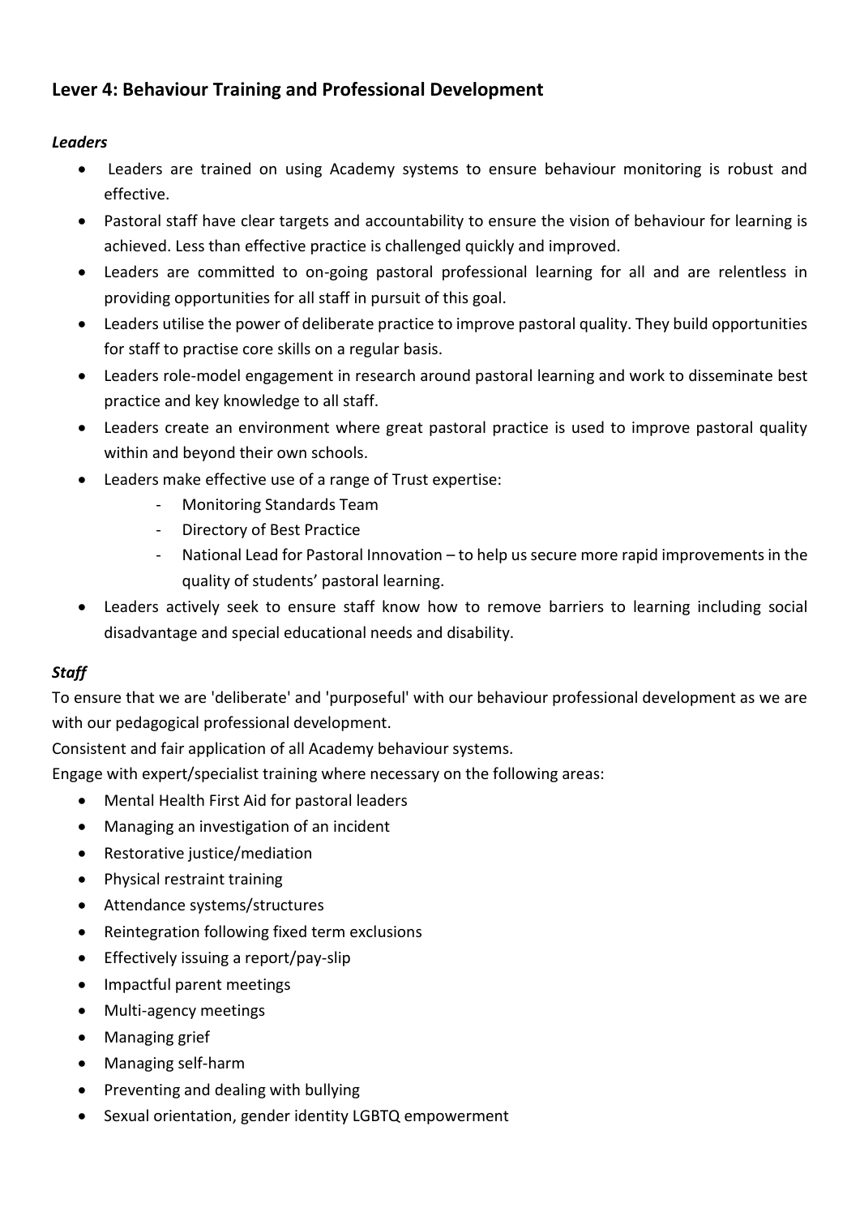## Lever 4: Behaviour Training and Professional Development

***Leaders***

- Leaders are trained on using Academy systems to ensure behaviour monitoring is robust and effective.
- Pastoral staff have clear targets and accountability to ensure the vision of behaviour for learning is achieved. Less than effective practice is challenged quickly and improved.
- Leaders are committed to on-going pastoral professional learning for all and are relentless in providing opportunities for all staff in pursuit of this goal.
- Leaders utilise the power of deliberate practice to improve pastoral quality. They build opportunities for staff to practise core skills on a regular basis.
- Leaders role-model engagement in research around pastoral learning and work to disseminate best practice and key knowledge to all staff.
- Leaders create an environment where great pastoral practice is used to improve pastoral quality within and beyond their own schools.
- Leaders make effective use of a range of Trust expertise:
    - Monitoring Standards Team
    - Directory of Best Practice
    - National Lead for Pastoral Innovation – to help us secure more rapid improvements in the quality of students' pastoral learning.
- Leaders actively seek to ensure staff know how to remove barriers to learning including social disadvantage and special educational needs and disability.

***Staff***

To ensure that we are 'deliberate' and 'purposeful' with our behaviour professional development as we are with our pedagogical professional development.

Consistent and fair application of all Academy behaviour systems.

Engage with expert/specialist training where necessary on the following areas:

- Mental Health First Aid for pastoral leaders
- Managing an investigation of an incident
- Restorative justice/mediation
- Physical restraint training
- Attendance systems/structures
- Reintegration following fixed term exclusions
- Effectively issuing a report/pay-slip
- Impactful parent meetings
- Multi-agency meetings
- Managing grief
- Managing self-harm
- Preventing and dealing with bullying
- Sexual orientation, gender identity LGBTQ empowerment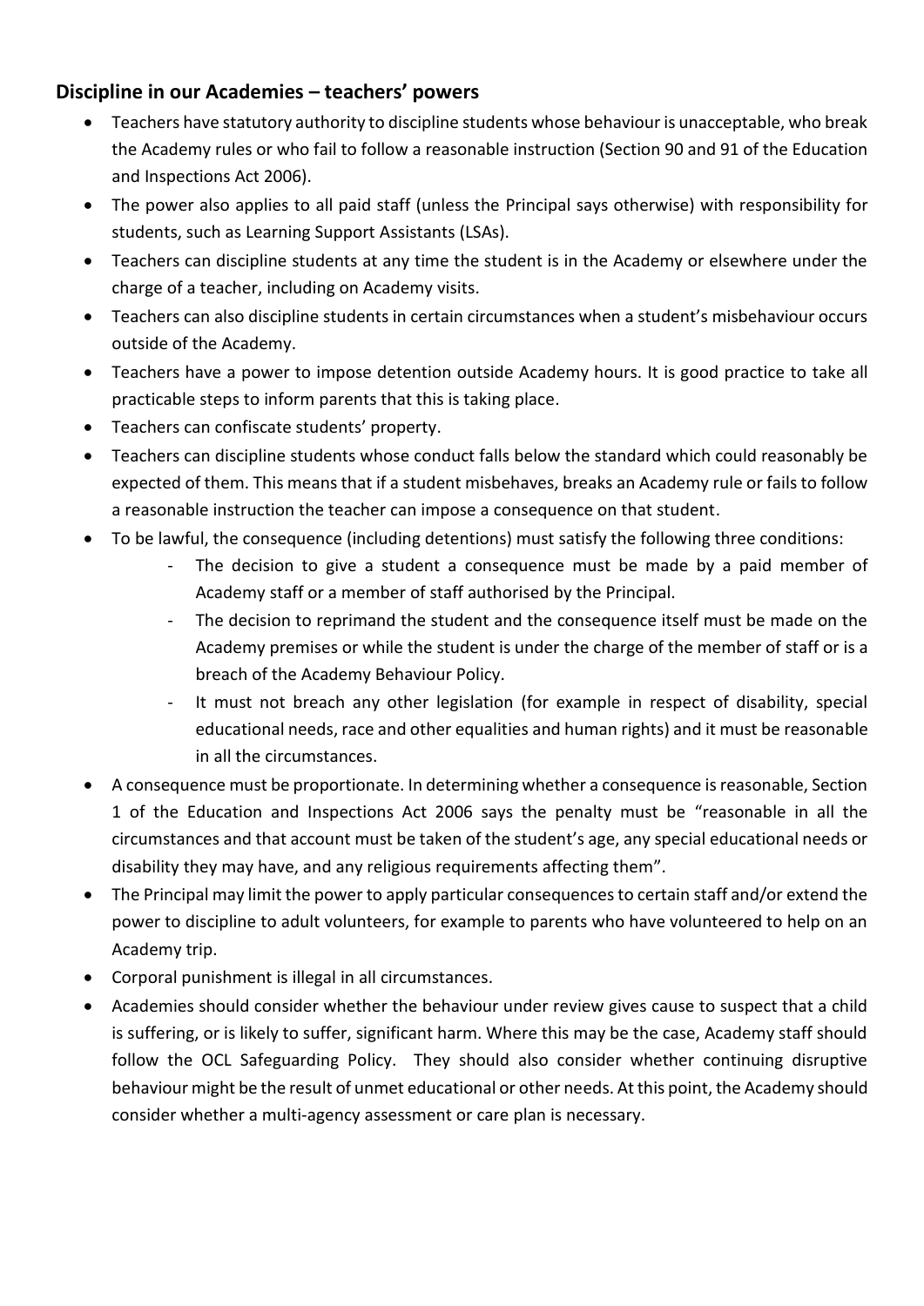## Discipline in our Academies – teachers' powers

- Teachers have statutory authority to discipline students whose behaviour is unacceptable, who break the Academy rules or who fail to follow a reasonable instruction (Section 90 and 91 of the Education and Inspections Act 2006).
- The power also applies to all paid staff (unless the Principal says otherwise) with responsibility for students, such as Learning Support Assistants (LSAs).
- Teachers can discipline students at any time the student is in the Academy or elsewhere under the charge of a teacher, including on Academy visits.
- Teachers can also discipline students in certain circumstances when a student's misbehaviour occurs outside of the Academy.
- Teachers have a power to impose detention outside Academy hours. It is good practice to take all practicable steps to inform parents that this is taking place.
- Teachers can confiscate students' property.
- Teachers can discipline students whose conduct falls below the standard which could reasonably be expected of them. This means that if a student misbehaves, breaks an Academy rule or fails to follow a reasonable instruction the teacher can impose a consequence on that student.
- To be lawful, the consequence (including detentions) must satisfy the following three conditions:
    - The decision to give a student a consequence must be made by a paid member of Academy staff or a member of staff authorised by the Principal.
    - The decision to reprimand the student and the consequence itself must be made on the Academy premises or while the student is under the charge of the member of staff or is a breach of the Academy Behaviour Policy.
    - It must not breach any other legislation (for example in respect of disability, special educational needs, race and other equalities and human rights) and it must be reasonable in all the circumstances.
- A consequence must be proportionate. In determining whether a consequence is reasonable, Section 1 of the Education and Inspections Act 2006 says the penalty must be "reasonable in all the circumstances and that account must be taken of the student's age, any special educational needs or disability they may have, and any religious requirements affecting them".
- The Principal may limit the power to apply particular consequences to certain staff and/or extend the power to discipline to adult volunteers, for example to parents who have volunteered to help on an Academy trip.
- Corporal punishment is illegal in all circumstances.
- Academies should consider whether the behaviour under review gives cause to suspect that a child is suffering, or is likely to suffer, significant harm. Where this may be the case, Academy staff should follow the OCL Safeguarding Policy. They should also consider whether continuing disruptive behaviour might be the result of unmet educational or other needs. At this point, the Academy should consider whether a multi-agency assessment or care plan is necessary.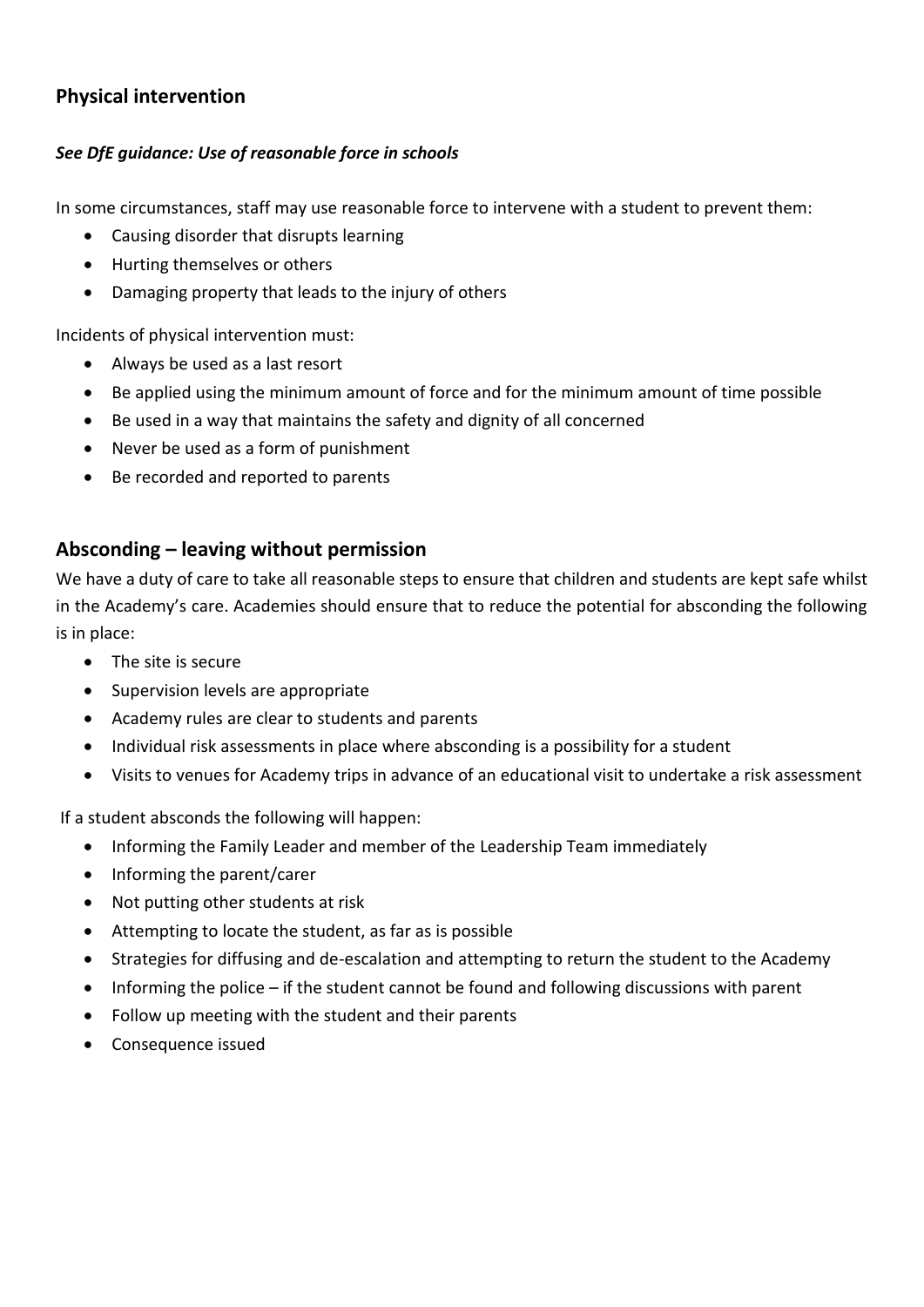## Physical intervention

***See DfE guidance: Use of reasonable force in schools***

In some circumstances, staff may use reasonable force to intervene with a student to prevent them:

- Causing disorder that disrupts learning
- Hurting themselves or others
- Damaging property that leads to the injury of others

Incidents of physical intervention must:

- Always be used as a last resort
- Be applied using the minimum amount of force and for the minimum amount of time possible
- Be used in a way that maintains the safety and dignity of all concerned
- Never be used as a form of punishment
- Be recorded and reported to parents

## Absconding – leaving without permission

We have a duty of care to take all reasonable steps to ensure that children and students are kept safe whilst in the Academy's care. Academies should ensure that to reduce the potential for absconding the following is in place:

- The site is secure
- Supervision levels are appropriate
- Academy rules are clear to students and parents
- Individual risk assessments in place where absconding is a possibility for a student
- Visits to venues for Academy trips in advance of an educational visit to undertake a risk assessment

If a student absconds the following will happen:

- Informing the Family Leader and member of the Leadership Team immediately
- Informing the parent/carer
- Not putting other students at risk
- Attempting to locate the student, as far as is possible
- Strategies for diffusing and de-escalation and attempting to return the student to the Academy
- Informing the police – if the student cannot be found and following discussions with parent
- Follow up meeting with the student and their parents
- Consequence issued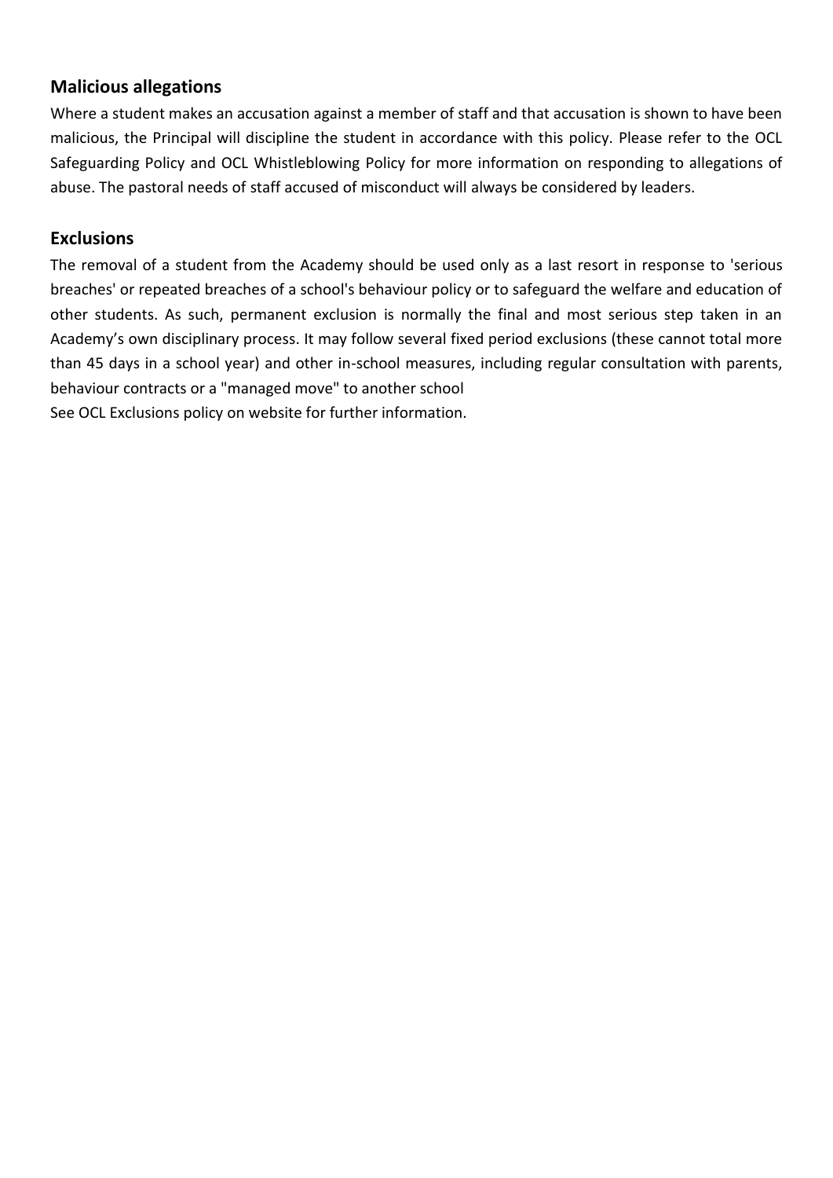## Malicious allegations

Where a student makes an accusation against a member of staff and that accusation is shown to have been malicious, the Principal will discipline the student in accordance with this policy. Please refer to the OCL Safeguarding Policy and OCL Whistleblowing Policy for more information on responding to allegations of abuse. The pastoral needs of staff accused of misconduct will always be considered by leaders.

## Exclusions

The removal of a student from the Academy should be used only as a last resort in response to 'serious breaches' or repeated breaches of a school's behaviour policy or to safeguard the welfare and education of other students. As such, permanent exclusion is normally the final and most serious step taken in an Academy's own disciplinary process. It may follow several fixed period exclusions (these cannot total more than 45 days in a school year) and other in-school measures, including regular consultation with parents, behaviour contracts or a "managed move" to another school

See OCL Exclusions policy on website for further information.